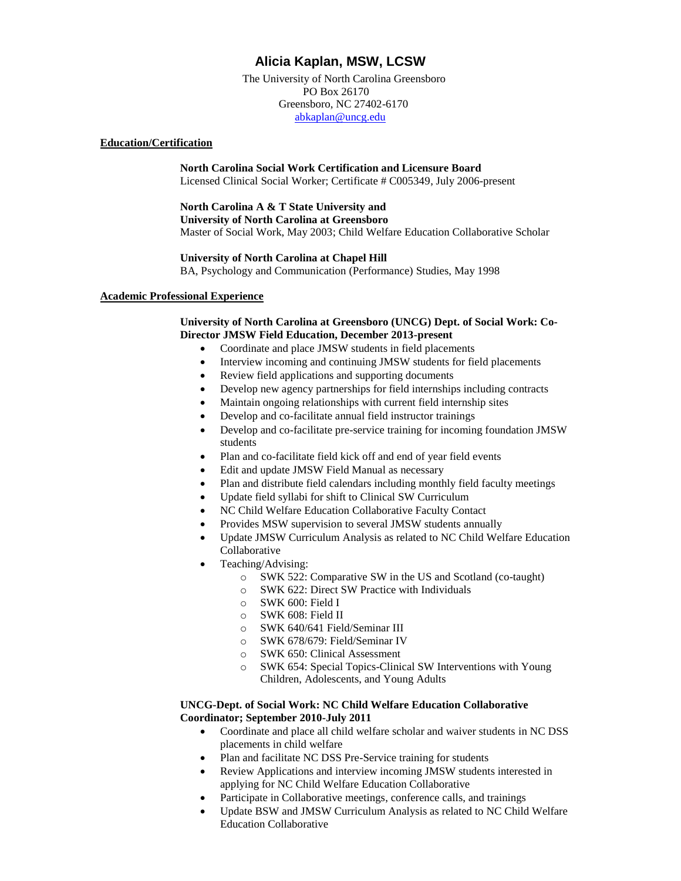# Alicia Kaplan, MSW, LCSW

The University of North Carolina Greensboro
PO Box 26170
Greensboro, NC 27402-6170
abkaplan@uncg.edu

## Education/Certification

**North Carolina Social Work Certification and Licensure Board**
Licensed Clinical Social Worker; Certificate # C005349, July 2006-present

**North Carolina A & T State University and**
**University of North Carolina at Greensboro**
Master of Social Work, May 2003; Child Welfare Education Collaborative Scholar

**University of North Carolina at Chapel Hill**
BA, Psychology and Communication (Performance) Studies, May 1998

## Academic Professional Experience

**University of North Carolina at Greensboro (UNCG) Dept. of Social Work: Co-Director JMSW Field Education, December 2013-present**

- Coordinate and place JMSW students in field placements
- Interview incoming and continuing JMSW students for field placements
- Review field applications and supporting documents
- Develop new agency partnerships for field internships including contracts
- Maintain ongoing relationships with current field internship sites
- Develop and co-facilitate annual field instructor trainings
- Develop and co-facilitate pre-service training for incoming foundation JMSW students
- Plan and co-facilitate field kick off and end of year field events
- Edit and update JMSW Field Manual as necessary
- Plan and distribute field calendars including monthly field faculty meetings
- Update field syllabi for shift to Clinical SW Curriculum
- NC Child Welfare Education Collaborative Faculty Contact
- Provides MSW supervision to several JMSW students annually
- Update JMSW Curriculum Analysis as related to NC Child Welfare Education Collaborative
- Teaching/Advising:
  - SWK 522: Comparative SW in the US and Scotland (co-taught)
  - SWK 622: Direct SW Practice with Individuals
  - SWK 600: Field I
  - SWK 608: Field II
  - SWK 640/641 Field/Seminar III
  - SWK 678/679: Field/Seminar IV
  - SWK 650: Clinical Assessment
  - SWK 654: Special Topics-Clinical SW Interventions with Young Children, Adolescents, and Young Adults

**UNCG-Dept. of Social Work: NC Child Welfare Education Collaborative Coordinator; September 2010-July 2011**

- Coordinate and place all child welfare scholar and waiver students in NC DSS placements in child welfare
- Plan and facilitate NC DSS Pre-Service training for students
- Review Applications and interview incoming JMSW students interested in applying for NC Child Welfare Education Collaborative
- Participate in Collaborative meetings, conference calls, and trainings
- Update BSW and JMSW Curriculum Analysis as related to NC Child Welfare Education Collaborative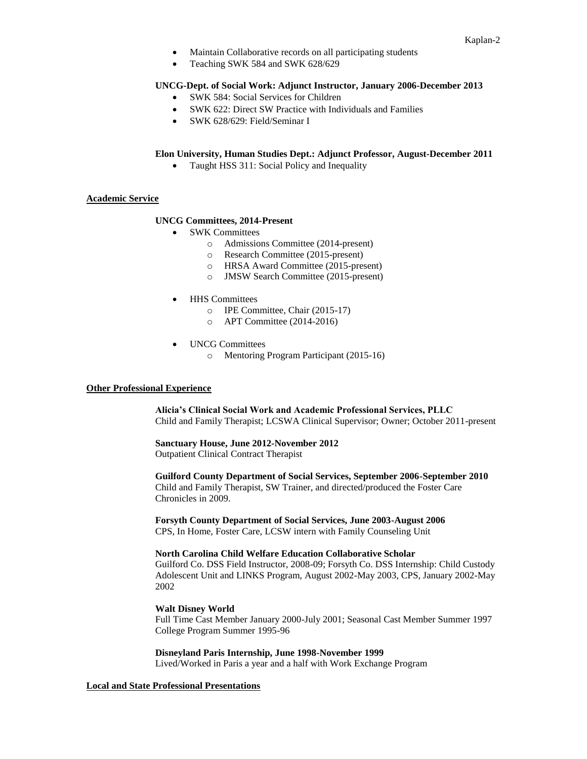- Maintain Collaborative records on all participating students
- Teaching SWK 584 and SWK 628/629

**UNCG-Dept. of Social Work: Adjunct Instructor, January 2006-December 2013**

- SWK 584: Social Services for Children
- SWK 622: Direct SW Practice with Individuals and Families
- SWK 628/629: Field/Seminar I

**Elon University, Human Studies Dept.: Adjunct Professor, August-December 2011**

- Taught HSS 311: Social Policy and Inequality

## Academic Service

**UNCG Committees, 2014-Present**

- SWK Committees
    - Admissions Committee (2014-present)
    - Research Committee (2015-present)
    - HRSA Award Committee (2015-present)
    - JMSW Search Committee (2015-present)
- HHS Committees
    - IPE Committee, Chair (2015-17)
    - APT Committee (2014-2016)
- UNCG Committees
    - Mentoring Program Participant (2015-16)

## Other Professional Experience

**Alicia's Clinical Social Work and Academic Professional Services, PLLC**
Child and Family Therapist; LCSWA Clinical Supervisor; Owner; October 2011-present

**Sanctuary House, June 2012-November 2012**
Outpatient Clinical Contract Therapist

**Guilford County Department of Social Services, September 2006-September 2010**
Child and Family Therapist, SW Trainer, and directed/produced the Foster Care Chronicles in 2009.

**Forsyth County Department of Social Services, June 2003-August 2006**
CPS, In Home, Foster Care, LCSW intern with Family Counseling Unit

**North Carolina Child Welfare Education Collaborative Scholar**
Guilford Co. DSS Field Instructor, 2008-09; Forsyth Co. DSS Internship: Child Custody Adolescent Unit and LINKS Program, August 2002-May 2003, CPS, January 2002-May 2002

**Walt Disney World**
Full Time Cast Member January 2000-July 2001; Seasonal Cast Member Summer 1997 College Program Summer 1995-96

**Disneyland Paris Internship, June 1998-November 1999**
Lived/Worked in Paris a year and a half with Work Exchange Program

## Local and State Professional Presentations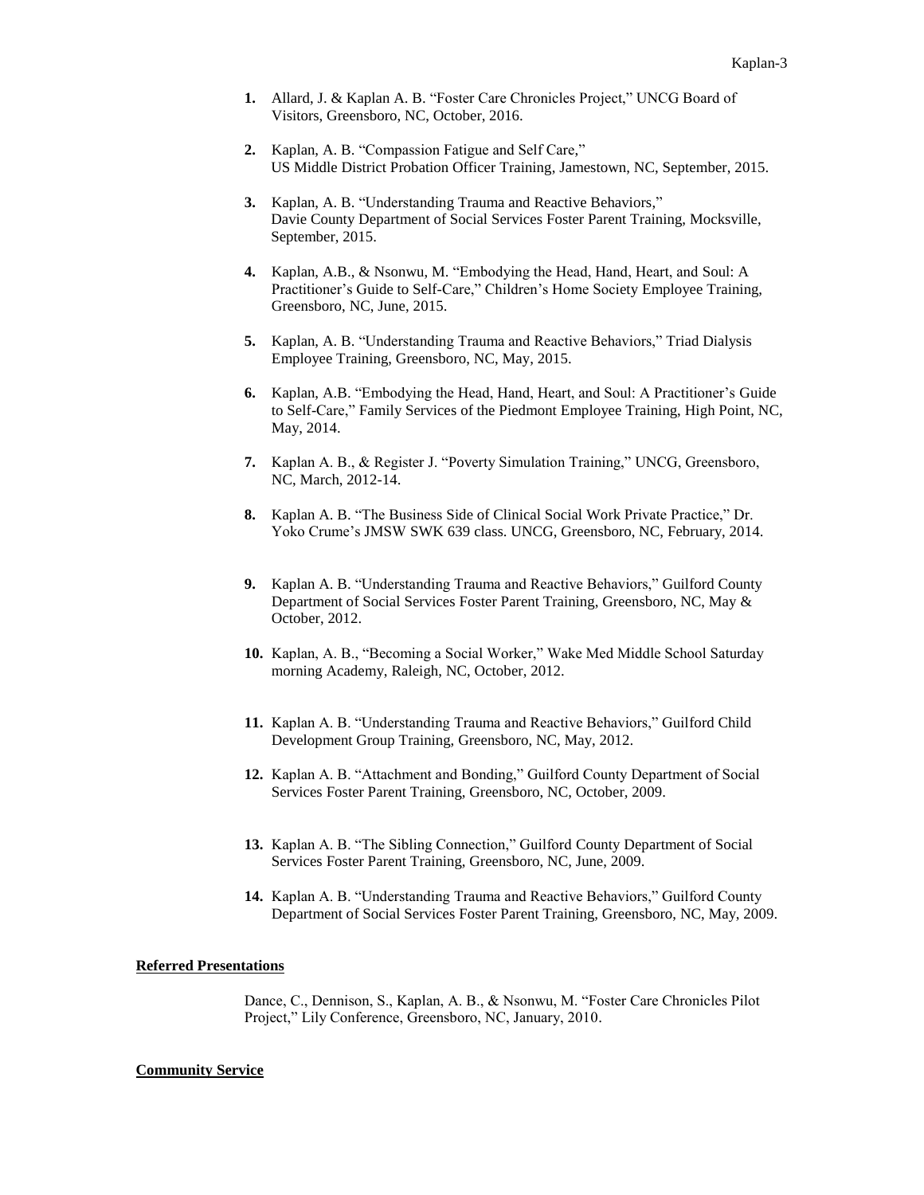1. Allard, J. & Kaplan A. B. "Foster Care Chronicles Project," UNCG Board of Visitors, Greensboro, NC, October, 2016.

2. Kaplan, A. B. "Compassion Fatigue and Self Care," US Middle District Probation Officer Training, Jamestown, NC, September, 2015.

3. Kaplan, A. B. "Understanding Trauma and Reactive Behaviors," Davie County Department of Social Services Foster Parent Training, Mocksville, September, 2015.

4. Kaplan, A.B., & Nsonwu, M. "Embodying the Head, Hand, Heart, and Soul: A Practitioner's Guide to Self-Care," Children's Home Society Employee Training, Greensboro, NC, June, 2015.

5. Kaplan, A. B. "Understanding Trauma and Reactive Behaviors," Triad Dialysis Employee Training, Greensboro, NC, May, 2015.

6. Kaplan, A.B. "Embodying the Head, Hand, Heart, and Soul: A Practitioner's Guide to Self-Care," Family Services of the Piedmont Employee Training, High Point, NC, May, 2014.

7. Kaplan A. B., & Register J. "Poverty Simulation Training," UNCG, Greensboro, NC, March, 2012-14.

8. Kaplan A. B. "The Business Side of Clinical Social Work Private Practice," Dr. Yoko Crume's JMSW SWK 639 class. UNCG, Greensboro, NC, February, 2014.

9. Kaplan A. B. "Understanding Trauma and Reactive Behaviors," Guilford County Department of Social Services Foster Parent Training, Greensboro, NC, May & October, 2012.

10. Kaplan, A. B., "Becoming a Social Worker," Wake Med Middle School Saturday morning Academy, Raleigh, NC, October, 2012.

11. Kaplan A. B. "Understanding Trauma and Reactive Behaviors," Guilford Child Development Group Training, Greensboro, NC, May, 2012.

12. Kaplan A. B. "Attachment and Bonding," Guilford County Department of Social Services Foster Parent Training, Greensboro, NC, October, 2009.

13. Kaplan A. B. "The Sibling Connection," Guilford County Department of Social Services Foster Parent Training, Greensboro, NC, June, 2009.

14. Kaplan A. B. "Understanding Trauma and Reactive Behaviors," Guilford County Department of Social Services Foster Parent Training, Greensboro, NC, May, 2009.

**Referred Presentations**

Dance, C., Dennison, S., Kaplan, A. B., & Nsonwu, M. "Foster Care Chronicles Pilot Project," Lily Conference, Greensboro, NC, January, 2010.

**Community Service**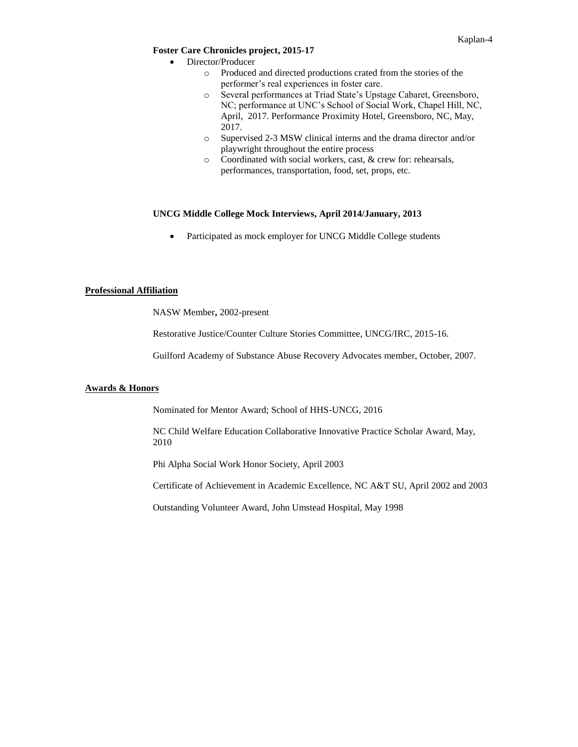**Foster Care Chronicles project, 2015-17**

- Director/Producer
  - Produced and directed productions crated from the stories of the performer's real experiences in foster care.
  - Several performances at Triad State's Upstage Cabaret, Greensboro, NC; performance at UNC's School of Social Work, Chapel Hill, NC, April, 2017. Performance Proximity Hotel, Greensboro, NC, May, 2017.
  - Supervised 2-3 MSW clinical interns and the drama director and/or playwright throughout the entire process
  - Coordinated with social workers, cast, & crew for: rehearsals, performances, transportation, food, set, props, etc.

**UNCG Middle College Mock Interviews, April 2014/January, 2013**

- Participated as mock employer for UNCG Middle College students

## Professional Affiliation

NASW Member**,** 2002-present

Restorative Justice/Counter Culture Stories Committee, UNCG/IRC, 2015-16.

Guilford Academy of Substance Abuse Recovery Advocates member, October, 2007.

## Awards & Honors

Nominated for Mentor Award; School of HHS-UNCG, 2016

NC Child Welfare Education Collaborative Innovative Practice Scholar Award, May, 2010

Phi Alpha Social Work Honor Society, April 2003

Certificate of Achievement in Academic Excellence, NC A&T SU, April 2002 and 2003

Outstanding Volunteer Award, John Umstead Hospital, May 1998